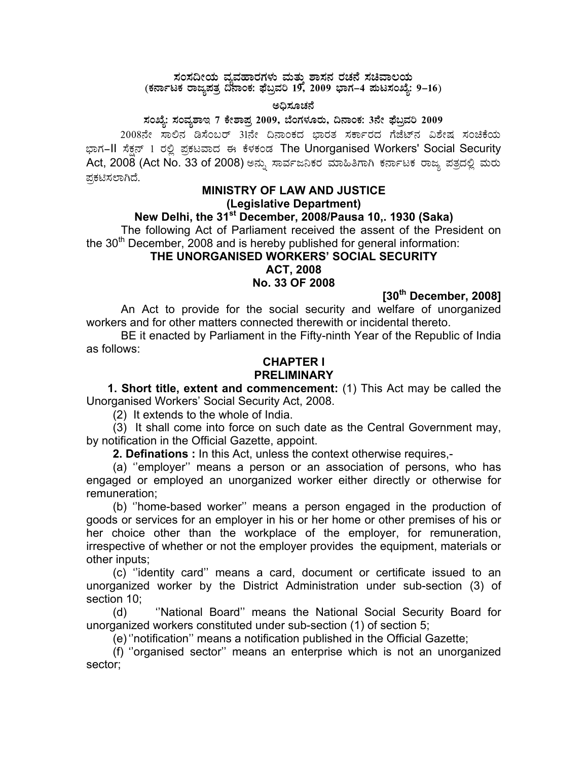**ಸಂಸದೀಯ ವ್ಯವಹಾರಗಳು ಮತ್ತು ಶಾಸನ ರಚನೆ ಸಚಿವಾಲಯ**
**(ಕರ್ನಾಟಕ ರಾಜ್ಯಪತ್ರ ದಿನಾಂಕ: ಫೆಬ್ರವರಿ 19, 2009 ಭಾಗ–4 ಪುಟಸಂಖ್ಯೆ: 9–16)**

**ಅಧಿಸೂಚನೆ**

**ಸಂಖ್ಯೆ: ಸಂವ್ಯಶಾಇ 7 ಕೇಶಾಪ್ರ 2009, ಬೆಂಗಳೂರು, ದಿನಾಂಕ: 3ನೇ ಫೆಬ್ರವರಿ 2009**

2008ನೇ ಸಾಲಿನ ಡಿಸೆಂಬರ್ 31ನೇ ದಿನಾಂಕದ ಭಾರತ ಸರ್ಕಾರದ ಗೆಜೆಟ್‌ನ ವಿಶೇಷ ಸಂಚಿಕೆಯ ಭಾಗ–II ಸೆಕ್ಷನ್ 1 ರಲ್ಲಿ ಪ್ರಕಟವಾದ ಈ ಕೆಳಕಂಡ The Unorganised Workers' Social Security Act, 2008 (Act No. 33 of 2008) ಅನ್ನು ಸಾರ್ವಜನಿಕರ ಮಾಹಿತಿಗಾಗಿ ಕರ್ನಾಟಕ ರಾಜ್ಯ ಪತ್ರದಲ್ಲಿ ಮರು ಪ್ರಕಟಿಸಲಾಗಿದೆ.

## MINISTRY OF LAW AND JUSTICE
## (Legislative Department)
### New Delhi, the 31st December, 2008/Pausa 10,. 1930 (Saka)

The following Act of Parliament received the assent of the President on the 30th December, 2008 and is hereby published for general information:

## THE UNORGANISED WORKERS' SOCIAL SECURITY ACT, 2008
## No. 33 OF 2008

**[30th December, 2008]**

An Act to provide for the social security and welfare of unorganized workers and for other matters connected therewith or incidental thereto.

BE it enacted by Parliament in the Fifty-ninth Year of the Republic of India as follows:

## CHAPTER I
## PRELIMINARY

**1. Short title, extent and commencement:** (1) This Act may be called the Unorganised Workers' Social Security Act, 2008.

(2) It extends to the whole of India.

(3) It shall come into force on such date as the Central Government may, by notification in the Official Gazette, appoint.

**2. Definations :** In this Act, unless the context otherwise requires,-

(a) ''employer'' means a person or an association of persons, who has engaged or employed an unorganized worker either directly or otherwise for remuneration;

(b) ''home-based worker'' means a person engaged in the production of goods or services for an employer in his or her home or other premises of his or her choice other than the workplace of the employer, for remuneration, irrespective of whether or not the employer provides the equipment, materials or other inputs;

(c) ''identity card'' means a card, document or certificate issued to an unorganized worker by the District Administration under sub-section (3) of section 10;

(d) ''National Board'' means the National Social Security Board for unorganized workers constituted under sub-section (1) of section 5;

(e) ''notification'' means a notification published in the Official Gazette;

(f) ''organised sector'' means an enterprise which is not an unorganized sector;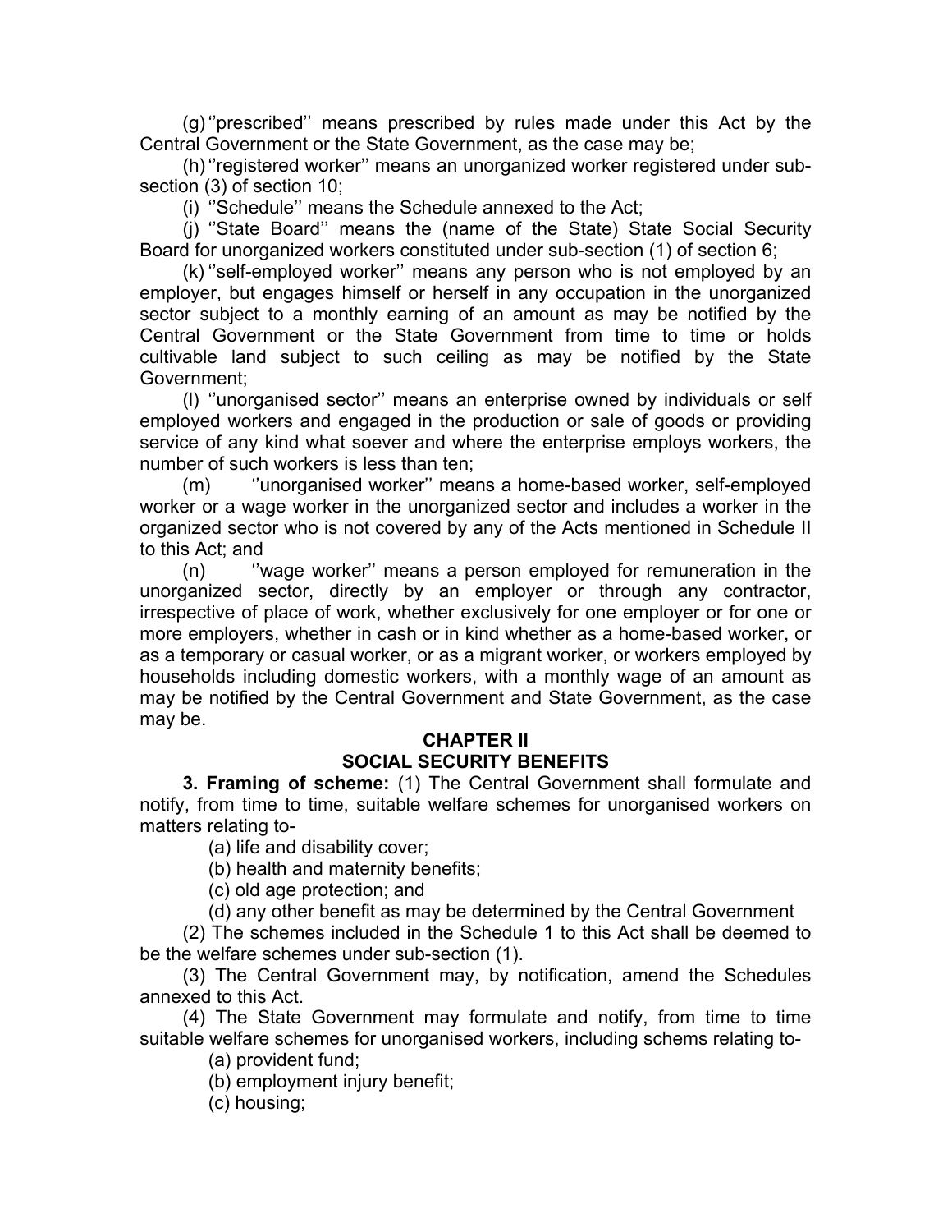(g) ''prescribed'' means prescribed by rules made under this Act by the Central Government or the State Government, as the case may be;

(h) ''registered worker'' means an unorganized worker registered under sub-section (3) of section 10;

(i) ''Schedule'' means the Schedule annexed to the Act;

(j) ''State Board'' means the (name of the State) State Social Security Board for unorganized workers constituted under sub-section (1) of section 6;

(k) ''self-employed worker'' means any person who is not employed by an employer, but engages himself or herself in any occupation in the unorganized sector subject to a monthly earning of an amount as may be notified by the Central Government or the State Government from time to time or holds cultivable land subject to such ceiling as may be notified by the State Government;

(l) ''unorganised sector'' means an enterprise owned by individuals or self employed workers and engaged in the production or sale of goods or providing service of any kind what soever and where the enterprise employs workers, the number of such workers is less than ten;

(m) ''unorganised worker'' means a home-based worker, self-employed worker or a wage worker in the unorganized sector and includes a worker in the organized sector who is not covered by any of the Acts mentioned in Schedule II to this Act; and

(n) ''wage worker'' means a person employed for remuneration in the unorganized sector, directly by an employer or through any contractor, irrespective of place of work, whether exclusively for one employer or for one or more employers, whether in cash or in kind whether as a home-based worker, or as a temporary or casual worker, or as a migrant worker, or workers employed by households including domestic workers, with a monthly wage of an amount as may be notified by the Central Government and State Government, as the case may be.

## CHAPTER II
## SOCIAL SECURITY BENEFITS

**3. Framing of scheme:** (1) The Central Government shall formulate and notify, from time to time, suitable welfare schemes for unorganised workers on matters relating to-

(a) life and disability cover;

(b) health and maternity benefits;

(c) old age protection; and

(d) any other benefit as may be determined by the Central Government

(2) The schemes included in the Schedule 1 to this Act shall be deemed to be the welfare schemes under sub-section (1).

(3) The Central Government may, by notification, amend the Schedules annexed to this Act.

(4) The State Government may formulate and notify, from time to time suitable welfare schemes for unorganised workers, including schems relating to-

(a) provident fund;

(b) employment injury benefit;

(c) housing;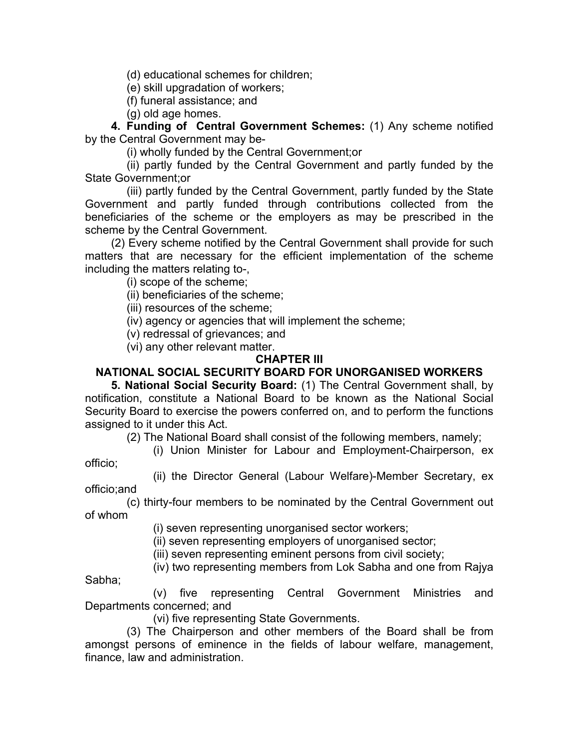(d) educational schemes for children;

(e) skill upgradation of workers;

(f) funeral assistance; and

(g) old age homes.

**4. Funding of Central Government Schemes:** (1) Any scheme notified by the Central Government may be-

(i) wholly funded by the Central Government;or

(ii) partly funded by the Central Government and partly funded by the State Government;or

(iii) partly funded by the Central Government, partly funded by the State Government and partly funded through contributions collected from the beneficiaries of the scheme or the employers as may be prescribed in the scheme by the Central Government.

(2) Every scheme notified by the Central Government shall provide for such matters that are necessary for the efficient implementation of the scheme including the matters relating to-,

(i) scope of the scheme;

(ii) beneficiaries of the scheme;

(iii) resources of the scheme;

(iv) agency or agencies that will implement the scheme;

(v) redressal of grievances; and

(vi) any other relevant matter.

## CHAPTER III

## NATIONAL SOCIAL SECURITY BOARD FOR UNORGANISED WORKERS

**5. National Social Security Board:** (1) The Central Government shall, by notification, constitute a National Board to be known as the National Social Security Board to exercise the powers conferred on, and to perform the functions assigned to it under this Act.

(2) The National Board shall consist of the following members, namely;

(i) Union Minister for Labour and Employment-Chairperson, ex officio;

(ii) the Director General (Labour Welfare)-Member Secretary, ex officio;and

(c) thirty-four members to be nominated by the Central Government out of whom

(i) seven representing unorganised sector workers;

(ii) seven representing employers of unorganised sector;

(iii) seven representing eminent persons from civil society;

(iv) two representing members from Lok Sabha and one from Rajya Sabha;

(v) five representing Central Government Ministries and Departments concerned; and

(vi) five representing State Governments.

(3) The Chairperson and other members of the Board shall be from amongst persons of eminence in the fields of labour welfare, management, finance, law and administration.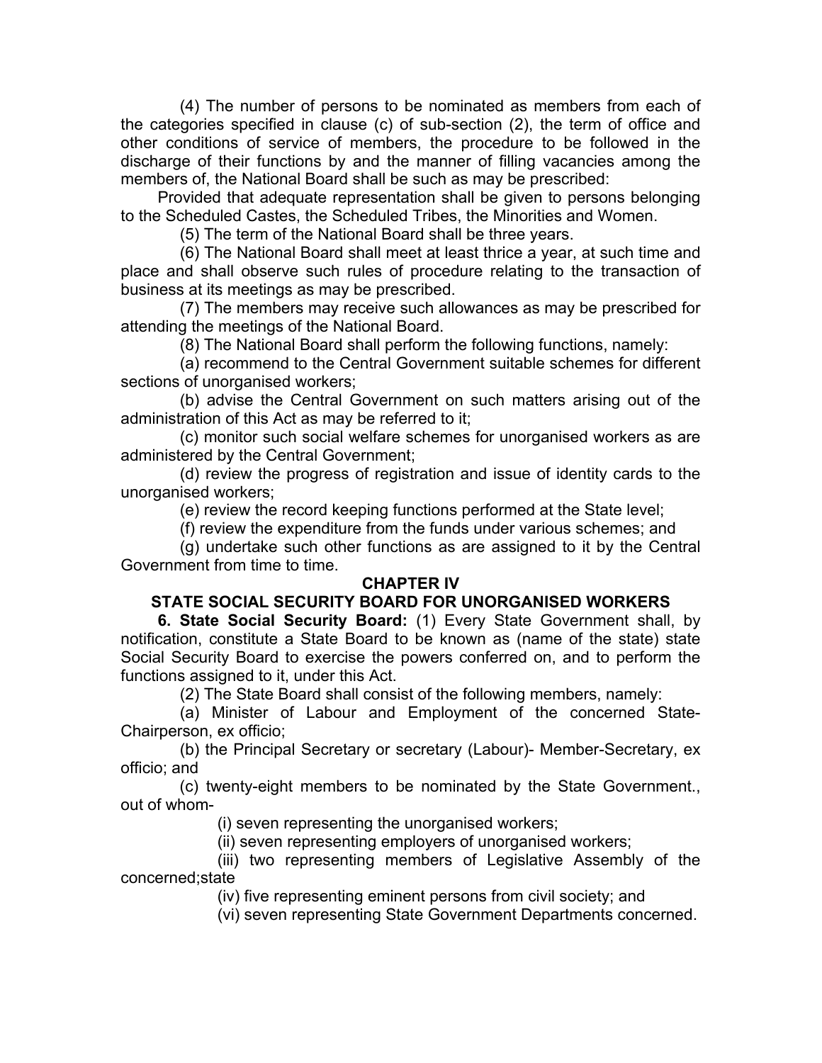(4) The number of persons to be nominated as members from each of the categories specified in clause (c) of sub-section (2), the term of office and other conditions of service of members, the procedure to be followed in the discharge of their functions by and the manner of filling vacancies among the members of, the National Board shall be such as may be prescribed:

Provided that adequate representation shall be given to persons belonging to the Scheduled Castes, the Scheduled Tribes, the Minorities and Women.

(5) The term of the National Board shall be three years.

(6) The National Board shall meet at least thrice a year, at such time and place and shall observe such rules of procedure relating to the transaction of business at its meetings as may be prescribed.

(7) The members may receive such allowances as may be prescribed for attending the meetings of the National Board.

(8) The National Board shall perform the following functions, namely:

(a) recommend to the Central Government suitable schemes for different sections of unorganised workers;

(b) advise the Central Government on such matters arising out of the administration of this Act as may be referred to it;

(c) monitor such social welfare schemes for unorganised workers as are administered by the Central Government;

(d) review the progress of registration and issue of identity cards to the unorganised workers;

(e) review the record keeping functions performed at the State level;

(f) review the expenditure from the funds under various schemes; and

(g) undertake such other functions as are assigned to it by the Central Government from time to time.

## CHAPTER IV

## STATE SOCIAL SECURITY BOARD FOR UNORGANISED WORKERS

**6. State Social Security Board:** (1) Every State Government shall, by notification, constitute a State Board to be known as (name of the state) state Social Security Board to exercise the powers conferred on, and to perform the functions assigned to it, under this Act.

(2) The State Board shall consist of the following members, namely:

(a) Minister of Labour and Employment of the concerned State-Chairperson, ex officio;

(b) the Principal Secretary or secretary (Labour)- Member-Secretary, ex officio; and

(c) twenty-eight members to be nominated by the State Government., out of whom-

(i) seven representing the unorganised workers;

(ii) seven representing employers of unorganised workers;

(iii) two representing members of Legislative Assembly of the concerned;state

(iv) five representing eminent persons from civil society; and

(vi) seven representing State Government Departments concerned.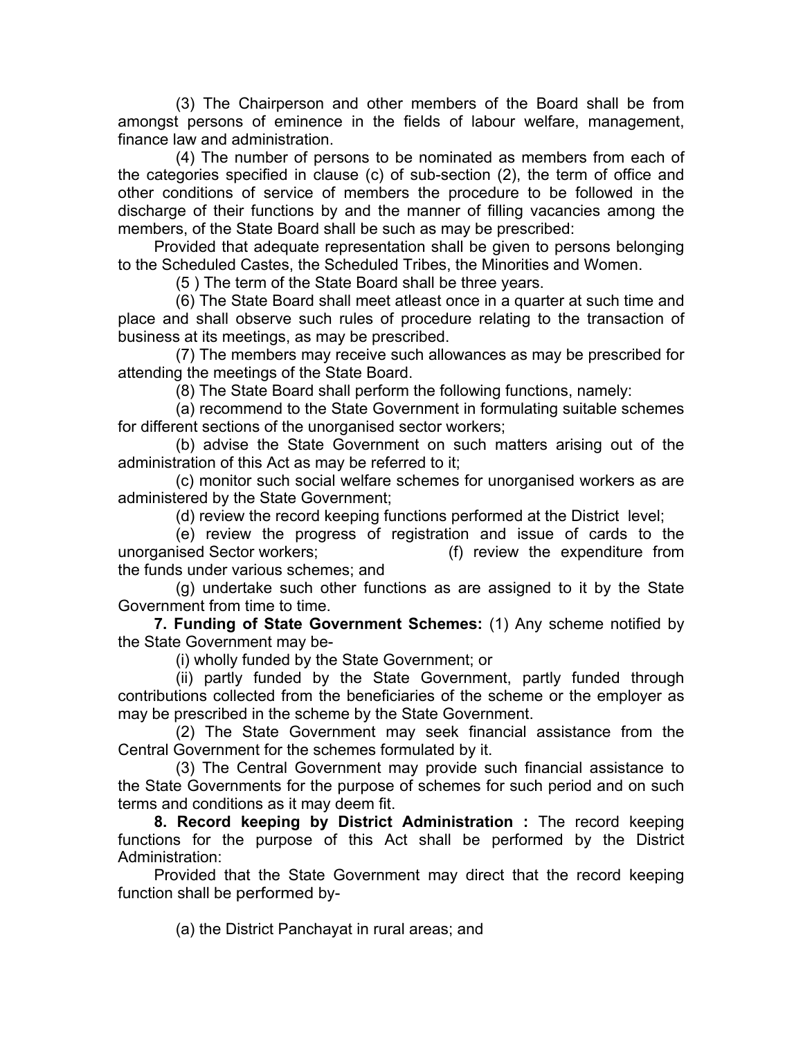(3) The Chairperson and other members of the Board shall be from amongst persons of eminence in the fields of labour welfare, management, finance law and administration.

(4) The number of persons to be nominated as members from each of the categories specified in clause (c) of sub-section (2), the term of office and other conditions of service of members the procedure to be followed in the discharge of their functions by and the manner of filling vacancies among the members, of the State Board shall be such as may be prescribed:

Provided that adequate representation shall be given to persons belonging to the Scheduled Castes, the Scheduled Tribes, the Minorities and Women.

(5 ) The term of the State Board shall be three years.

(6) The State Board shall meet atleast once in a quarter at such time and place and shall observe such rules of procedure relating to the transaction of business at its meetings, as may be prescribed.

(7) The members may receive such allowances as may be prescribed for attending the meetings of the State Board.

(8) The State Board shall perform the following functions, namely:

(a) recommend to the State Government in formulating suitable schemes for different sections of the unorganised sector workers;

(b) advise the State Government on such matters arising out of the administration of this Act as may be referred to it;

(c) monitor such social welfare schemes for unorganised workers as are administered by the State Government;

(d) review the record keeping functions performed at the District level;

(e) review the progress of registration and issue of cards to the unorganised Sector workers;

(f) review the expenditure from the funds under various schemes; and

(g) undertake such other functions as are assigned to it by the State Government from time to time.

**7. Funding of State Government Schemes:** (1) Any scheme notified by the State Government may be-

(i) wholly funded by the State Government; or

(ii) partly funded by the State Government, partly funded through contributions collected from the beneficiaries of the scheme or the employer as may be prescribed in the scheme by the State Government.

(2) The State Government may seek financial assistance from the Central Government for the schemes formulated by it.

(3) The Central Government may provide such financial assistance to the State Governments for the purpose of schemes for such period and on such terms and conditions as it may deem fit.

**8. Record keeping by District Administration :** The record keeping functions for the purpose of this Act shall be performed by the District Administration:

Provided that the State Government may direct that the record keeping function shall be performed by-

(a) the District Panchayat in rural areas; and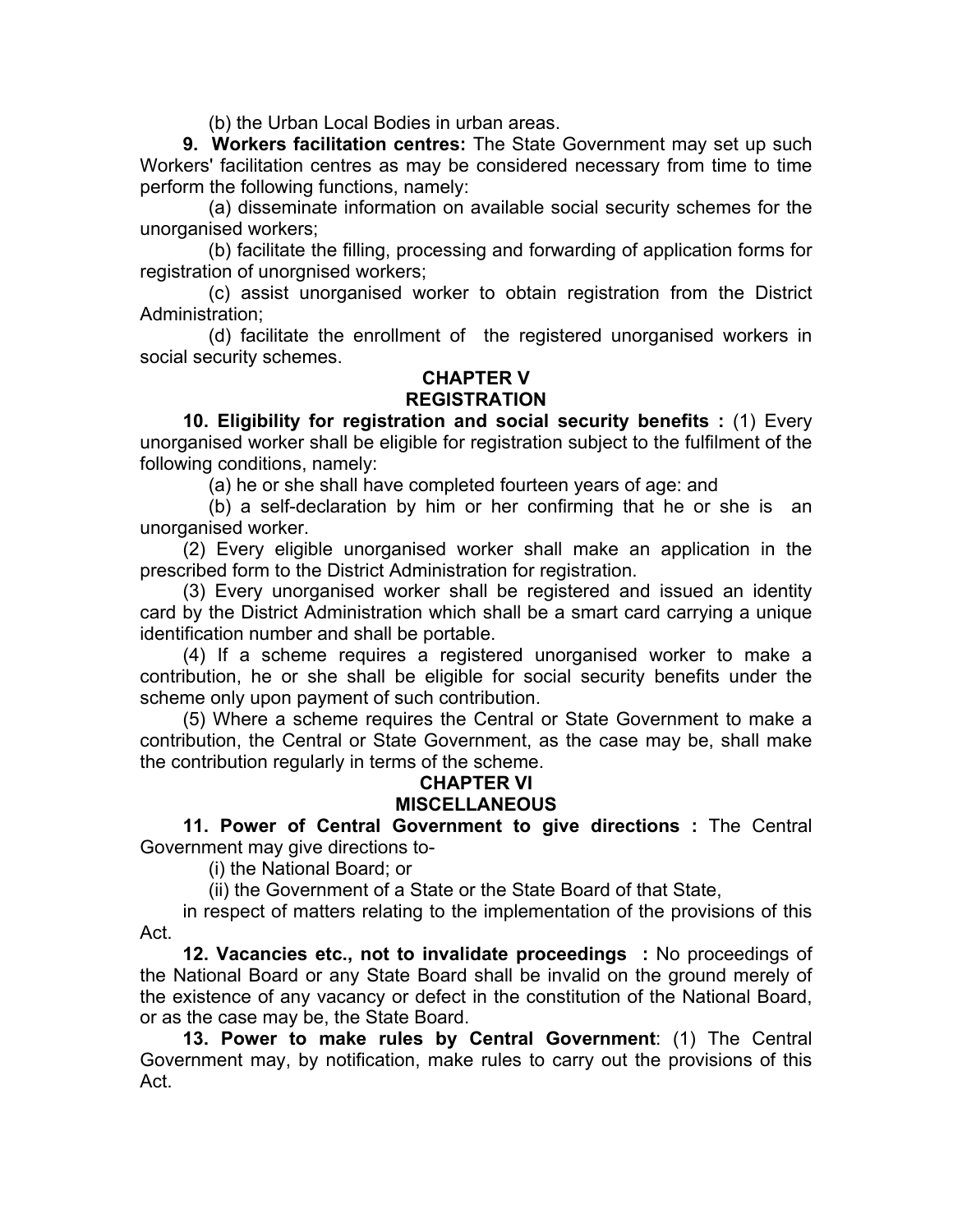(b) the Urban Local Bodies in urban areas.

**9. Workers facilitation centres:** The State Government may set up such Workers' facilitation centres as may be considered necessary from time to time perform the following functions, namely:

(a) disseminate information on available social security schemes for the unorganised workers;

(b) facilitate the filling, processing and forwarding of application forms for registration of unorgnised workers;

(c) assist unorganised worker to obtain registration from the District Administration;

(d) facilitate the enrollment of the registered unorganised workers in social security schemes.

## CHAPTER V
## REGISTRATION

**10. Eligibility for registration and social security benefits :** (1) Every unorganised worker shall be eligible for registration subject to the fulfilment of the following conditions, namely:

(a) he or she shall have completed fourteen years of age: and

(b) a self-declaration by him or her confirming that he or she is an unorganised worker.

(2) Every eligible unorganised worker shall make an application in the prescribed form to the District Administration for registration.

(3) Every unorganised worker shall be registered and issued an identity card by the District Administration which shall be a smart card carrying a unique identification number and shall be portable.

(4) If a scheme requires a registered unorganised worker to make a contribution, he or she shall be eligible for social security benefits under the scheme only upon payment of such contribution.

(5) Where a scheme requires the Central or State Government to make a contribution, the Central or State Government, as the case may be, shall make the contribution regularly in terms of the scheme.

## CHAPTER VI
## MISCELLANEOUS

**11. Power of Central Government to give directions :** The Central Government may give directions to-

(i) the National Board; or

(ii) the Government of a State or the State Board of that State,

in respect of matters relating to the implementation of the provisions of this Act.

**12. Vacancies etc., not to invalidate proceedings :** No proceedings of the National Board or any State Board shall be invalid on the ground merely of the existence of any vacancy or defect in the constitution of the National Board, or as the case may be, the State Board.

**13. Power to make rules by Central Government**: (1) The Central Government may, by notification, make rules to carry out the provisions of this Act.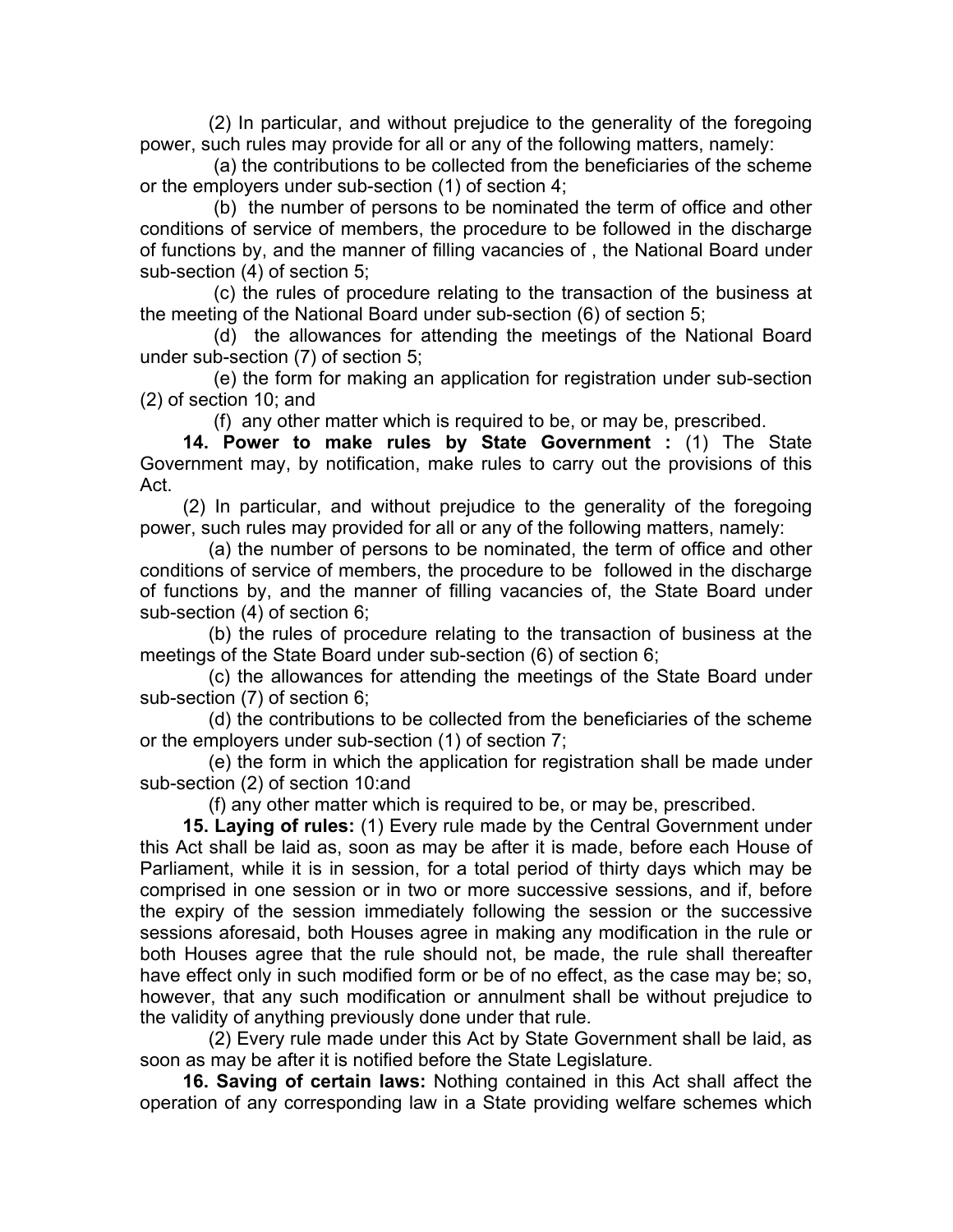(2) In particular, and without prejudice to the generality of the foregoing power, such rules may provide for all or any of the following matters, namely:

(a) the contributions to be collected from the beneficiaries of the scheme or the employers under sub-section (1) of section 4;

(b) the number of persons to be nominated the term of office and other conditions of service of members, the procedure to be followed in the discharge of functions by, and the manner of filling vacancies of , the National Board under sub-section (4) of section 5;

(c) the rules of procedure relating to the transaction of the business at the meeting of the National Board under sub-section (6) of section 5;

(d) the allowances for attending the meetings of the National Board under sub-section (7) of section 5;

(e) the form for making an application for registration under sub-section (2) of section 10; and

(f) any other matter which is required to be, or may be, prescribed.

**14. Power to make rules by State Government :** (1) The State Government may, by notification, make rules to carry out the provisions of this Act.

(2) In particular, and without prejudice to the generality of the foregoing power, such rules may provided for all or any of the following matters, namely:

(a) the number of persons to be nominated, the term of office and other conditions of service of members, the procedure to be followed in the discharge of functions by, and the manner of filling vacancies of, the State Board under sub-section (4) of section 6;

(b) the rules of procedure relating to the transaction of business at the meetings of the State Board under sub-section (6) of section 6;

(c) the allowances for attending the meetings of the State Board under sub-section (7) of section 6;

(d) the contributions to be collected from the beneficiaries of the scheme or the employers under sub-section (1) of section 7;

(e) the form in which the application for registration shall be made under sub-section (2) of section 10:and

(f) any other matter which is required to be, or may be, prescribed.

**15. Laying of rules:** (1) Every rule made by the Central Government under this Act shall be laid as, soon as may be after it is made, before each House of Parliament, while it is in session, for a total period of thirty days which may be comprised in one session or in two or more successive sessions, and if, before the expiry of the session immediately following the session or the successive sessions aforesaid, both Houses agree in making any modification in the rule or both Houses agree that the rule should not, be made, the rule shall thereafter have effect only in such modified form or be of no effect, as the case may be; so, however, that any such modification or annulment shall be without prejudice to the validity of anything previously done under that rule.

(2) Every rule made under this Act by State Government shall be laid, as soon as may be after it is notified before the State Legislature.

**16. Saving of certain laws:** Nothing contained in this Act shall affect the operation of any corresponding law in a State providing welfare schemes which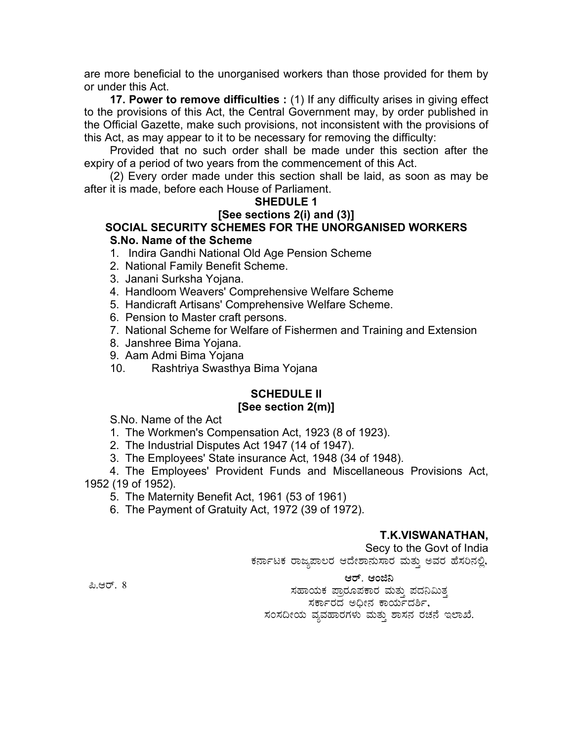are more beneficial to the unorganised workers than those provided for them by or under this Act.

**17. Power to remove difficulties :** (1) If any difficulty arises in giving effect to the provisions of this Act, the Central Government may, by order published in the Official Gazette, make such provisions, not inconsistent with the provisions of this Act, as may appear to it to be necessary for removing the difficulty:

Provided that no such order shall be made under this section after the expiry of a period of two years from the commencement of this Act.

(2) Every order made under this section shall be laid, as soon as may be after it is made, before each House of Parliament.

**SHEDULE 1**

**[See sections 2(i) and (3)]**

**SOCIAL SECURITY SCHEMES FOR THE UNORGANISED WORKERS**

**S.No. Name of the Scheme**

1. Indira Gandhi National Old Age Pension Scheme
2. National Family Benefit Scheme.
3. Janani Surksha Yojana.
4. Handloom Weavers' Comprehensive Welfare Scheme
5. Handicraft Artisans' Comprehensive Welfare Scheme.
6. Pension to Master craft persons.
7. National Scheme for Welfare of Fishermen and Training and Extension
8. Janshree Bima Yojana.
9. Aam Admi Bima Yojana
10. Rashtriya Swasthya Bima Yojana

**SCHEDULE II**

**[See section 2(m)]**

S.No. Name of the Act

1. The Workmen's Compensation Act, 1923 (8 of 1923).
2. The Industrial Disputes Act 1947 (14 of 1947).
3. The Employees' State insurance Act, 1948 (34 of 1948).
4. The Employees' Provident Funds and Miscellaneous Provisions Act, 1952 (19 of 1952).
5. The Maternity Benefit Act, 1961 (53 of 1961)
6. The Payment of Gratuity Act, 1972 (39 of 1972).

**T.K.VISWANATHAN,**

Secy to the Govt of India

ಕರ್ನಾಟಕ ರಾಜ್ಯಪಾಲರ ಆದೇಶಾನುಸಾರ ಮತ್ತು ಅವರ ಹೆಸರಿನಲ್ಲಿ,

**ಆರ್. ಆಂಜಿನಿ**

ಸಹಾಯಕ ಪ್ರಾರೂಪಕಾರ ಮತ್ತು ಪದನಿಮಿತ್ತ

ಸರ್ಕಾರದ ಅಧೀನ ಕಾರ್ಯದರ್ಶಿ,

ಸಂಸದೀಯ ವ್ಯವಹಾರಗಳು ಮತ್ತು ಶಾಸನ ರಚನೆ ಇಲಾಖೆ.

ಪಿ.ಆರ್. 8